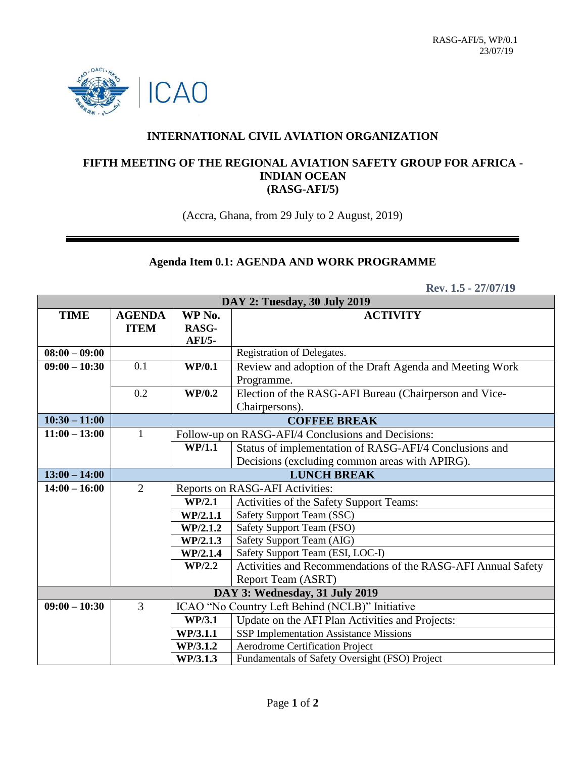RASG-AFI/5, WP/0.1
23/07/19

## INTERNATIONAL CIVIL AVIATION ORGANIZATION

## FIFTH MEETING OF THE REGIONAL AVIATION SAFETY GROUP FOR AFRICA - INDIAN OCEAN (RASG-AFI/5)

(Accra, Ghana, from 29 July to 2 August, 2019)

### Agenda Item 0.1: AGENDA AND WORK PROGRAMME

**Rev. 1.5 - 27/07/19**

| **TIME** | **AGENDA ITEM** | **WP No. RASG-AFI/5-** | **ACTIVITY** |
|---|---|---|---|
| **DAY 2: Tuesday, 30 July 2019** | | | |
| **08:00 – 09:00** | | | Registration of Delegates. |
| **09:00 – 10:30** | 0.1 | **WP/0.1** | Review and adoption of the Draft Agenda and Meeting Work Programme. |
| | 0.2 | **WP/0.2** | Election of the RASG-AFI Bureau (Chairperson and Vice-Chairpersons). |
| **10:30 – 11:00** | **COFFEE BREAK** | | |
| **11:00 – 13:00** | 1 | Follow-up on RASG-AFI/4 Conclusions and Decisions: | |
| | | **WP/1.1** | Status of implementation of RASG-AFI/4 Conclusions and Decisions (excluding common areas with APIRG). |
| **13:00 – 14:00** | **LUNCH BREAK** | | |
| **14:00 – 16:00** | 2 | Reports on RASG-AFI Activities: | |
| | | **WP/2.1** | Activities of the Safety Support Teams: |
| | | **WP/2.1.1** | Safety Support Team (SSC) |
| | | **WP/2.1.2** | Safety Support Team (FSO) |
| | | **WP/2.1.3** | Safety Support Team (AIG) |
| | | **WP/2.1.4** | Safety Support Team (ESI, LOC-I) |
| | | **WP/2.2** | Activities and Recommendations of the RASG-AFI Annual Safety Report Team (ASRT) |
| **DAY 3: Wednesday, 31 July 2019** | | | |
| **09:00 – 10:30** | 3 | ICAO "No Country Left Behind (NCLB)" Initiative | |
| | | **WP/3.1** | Update on the AFI Plan Activities and Projects: |
| | | **WP/3.1.1** | SSP Implementation Assistance Missions |
| | | **WP/3.1.2** | Aerodrome Certification Project |
| | | **WP/3.1.3** | Fundamentals of Safety Oversight (FSO) Project |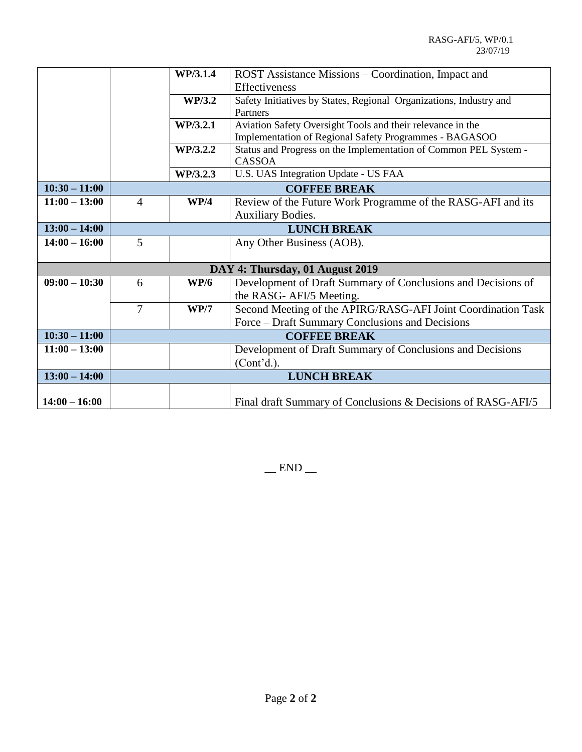| | | | |
|---|---|---|---|
| | | **WP/3.1.4** | ROST Assistance Missions – Coordination, Impact and Effectiveness |
| | | **WP/3.2** | Safety Initiatives by States, Regional Organizations, Industry and Partners |
| | | **WP/3.2.1** | Aviation Safety Oversight Tools and their relevance in the Implementation of Regional Safety Programmes - BAGASOO |
| | | **WP/3.2.2** | Status and Progress on the Implementation of Common PEL System - CASSOA |
| | | **WP/3.2.3** | U.S. UAS Integration Update - US FAA |
| **10:30 – 11:00** | **COFFEE BREAK** | | |
| **11:00 – 13:00** | 4 | **WP/4** | Review of the Future Work Programme of the RASG-AFI and its Auxiliary Bodies. |
| **13:00 – 14:00** | **LUNCH BREAK** | | |
| **14:00 – 16:00** | 5 | | Any Other Business (AOB). |
| **DAY 4: Thursday, 01 August 2019** | | | |
| **09:00 – 10:30** | 6 | **WP/6** | Development of Draft Summary of Conclusions and Decisions of the RASG- AFI/5 Meeting. |
| | 7 | **WP/7** | Second Meeting of the APIRG/RASG-AFI Joint Coordination Task Force – Draft Summary Conclusions and Decisions |
| **10:30 – 11:00** | **COFFEE BREAK** | | |
| **11:00 – 13:00** | | | Development of Draft Summary of Conclusions and Decisions (Cont'd.). |
| **13:00 – 14:00** | **LUNCH BREAK** | | |
| **14:00 – 16:00** | | | Final draft Summary of Conclusions & Decisions of RASG-AFI/5 |

__ END __